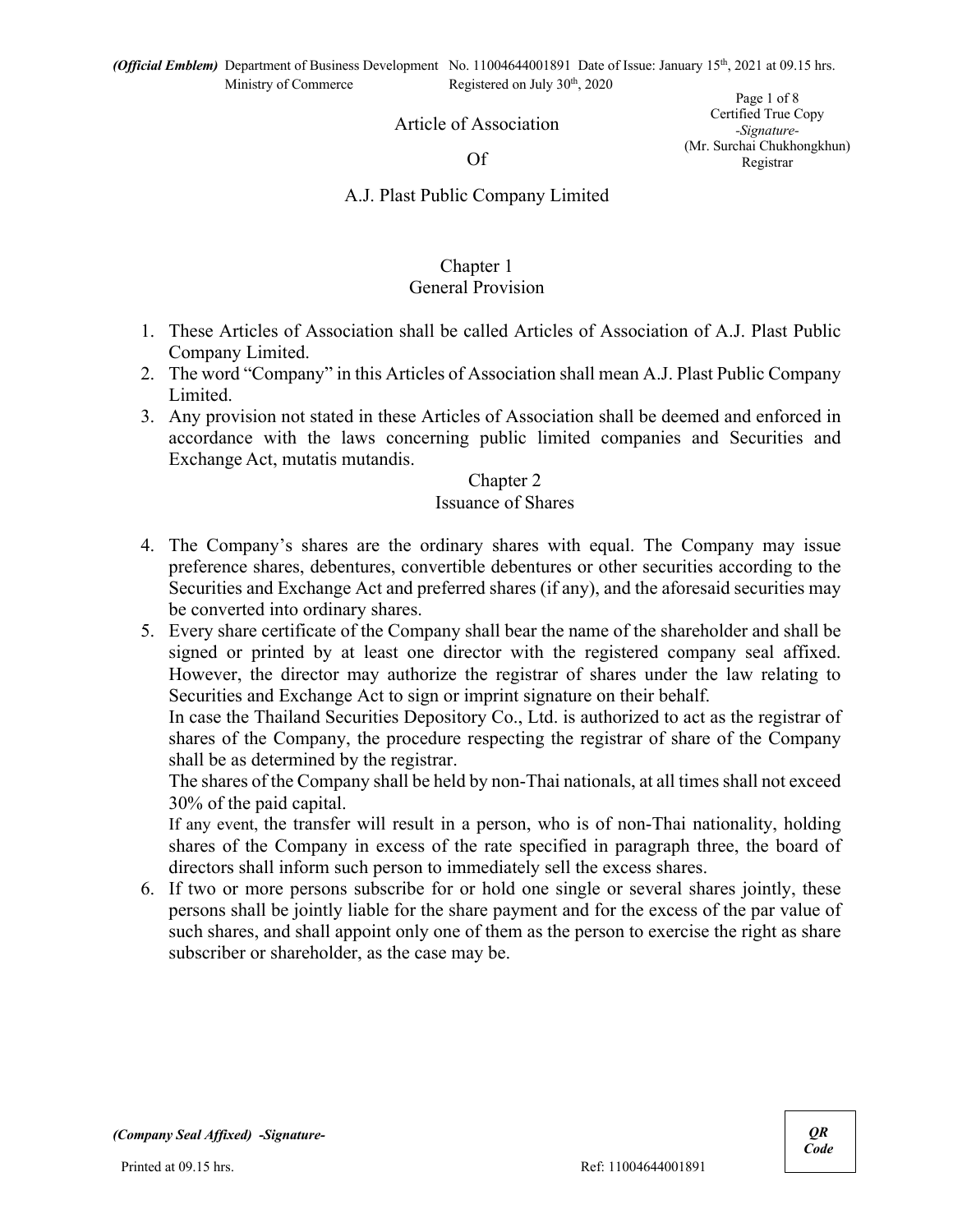*(Official Emblem)* Department of Business Development No. 11004644001891 Date of Issue: January 15th, 2021 at 09.15 hrs.
Ministry of Commerce Registered on July 30th, 2020

Certified True Copy
*-Signature-*
(Mr. Surchai Chukhongkhun)
Registrar

# Article of Association

# Of

# A.J. Plast Public Company Limited

## Chapter 1
## General Provision

1. These Articles of Association shall be called Articles of Association of A.J. Plast Public Company Limited.
2. The word "Company" in this Articles of Association shall mean A.J. Plast Public Company Limited.
3. Any provision not stated in these Articles of Association shall be deemed and enforced in accordance with the laws concerning public limited companies and Securities and Exchange Act, mutatis mutandis.

## Chapter 2
## Issuance of Shares

4. The Company's shares are the ordinary shares with equal. The Company may issue preference shares, debentures, convertible debentures or other securities according to the Securities and Exchange Act and preferred shares (if any), and the aforesaid securities may be converted into ordinary shares.
5. Every share certificate of the Company shall bear the name of the shareholder and shall be signed or printed by at least one director with the registered company seal affixed. However, the director may authorize the registrar of shares under the law relating to Securities and Exchange Act to sign or imprint signature on their behalf.
   In case the Thailand Securities Depository Co., Ltd. is authorized to act as the registrar of shares of the Company, the procedure respecting the registrar of share of the Company shall be as determined by the registrar.
   The shares of the Company shall be held by non-Thai nationals, at all times shall not exceed 30% of the paid capital.
   If any event, the transfer will result in a person, who is of non-Thai nationality, holding shares of the Company in excess of the rate specified in paragraph three, the board of directors shall inform such person to immediately sell the excess shares.
6. If two or more persons subscribe for or hold one single or several shares jointly, these persons shall be jointly liable for the share payment and for the excess of the par value of such shares, and shall appoint only one of them as the person to exercise the right as share subscriber or shareholder, as the case may be.

*(Company Seal Affixed) -Signature-*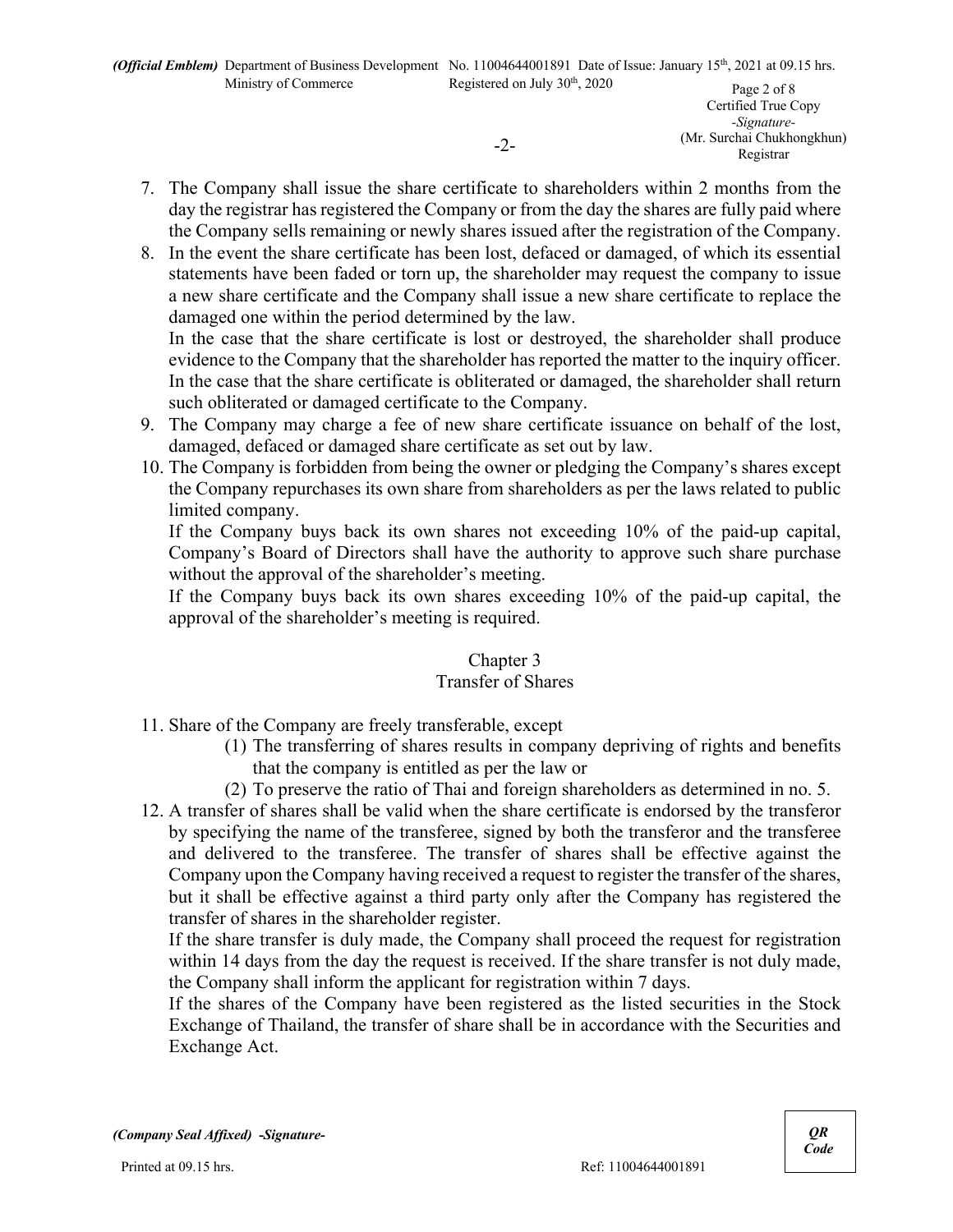7. The Company shall issue the share certificate to shareholders within 2 months from the day the registrar has registered the Company or from the day the shares are fully paid where the Company sells remaining or newly shares issued after the registration of the Company.
8. In the event the share certificate has been lost, defaced or damaged, of which its essential statements have been faded or torn up, the shareholder may request the company to issue a new share certificate and the Company shall issue a new share certificate to replace the damaged one within the period determined by the law.
   In the case that the share certificate is lost or destroyed, the shareholder shall produce evidence to the Company that the shareholder has reported the matter to the inquiry officer. In the case that the share certificate is obliterated or damaged, the shareholder shall return such obliterated or damaged certificate to the Company.
9. The Company may charge a fee of new share certificate issuance on behalf of the lost, damaged, defaced or damaged share certificate as set out by law.
10. The Company is forbidden from being the owner or pledging the Company's shares except the Company repurchases its own share from shareholders as per the laws related to public limited company.
    If the Company buys back its own shares not exceeding 10% of the paid-up capital, Company's Board of Directors shall have the authority to approve such share purchase without the approval of the shareholder's meeting.
    If the Company buys back its own shares exceeding 10% of the paid-up capital, the approval of the shareholder's meeting is required.

## Chapter 3
## Transfer of Shares

11. Share of the Company are freely transferable, except
    (1) The transferring of shares results in company depriving of rights and benefits that the company is entitled as per the law or
    (2) To preserve the ratio of Thai and foreign shareholders as determined in no. 5.
12. A transfer of shares shall be valid when the share certificate is endorsed by the transferor by specifying the name of the transferee, signed by both the transferor and the transferee and delivered to the transferee. The transfer of shares shall be effective against the Company upon the Company having received a request to register the transfer of the shares, but it shall be effective against a third party only after the Company has registered the transfer of shares in the shareholder register.
    If the share transfer is duly made, the Company shall proceed the request for registration within 14 days from the day the request is received. If the share transfer is not duly made, the Company shall inform the applicant for registration within 7 days.
    If the shares of the Company have been registered as the listed securities in the Stock Exchange of Thailand, the transfer of share shall be in accordance with the Securities and Exchange Act.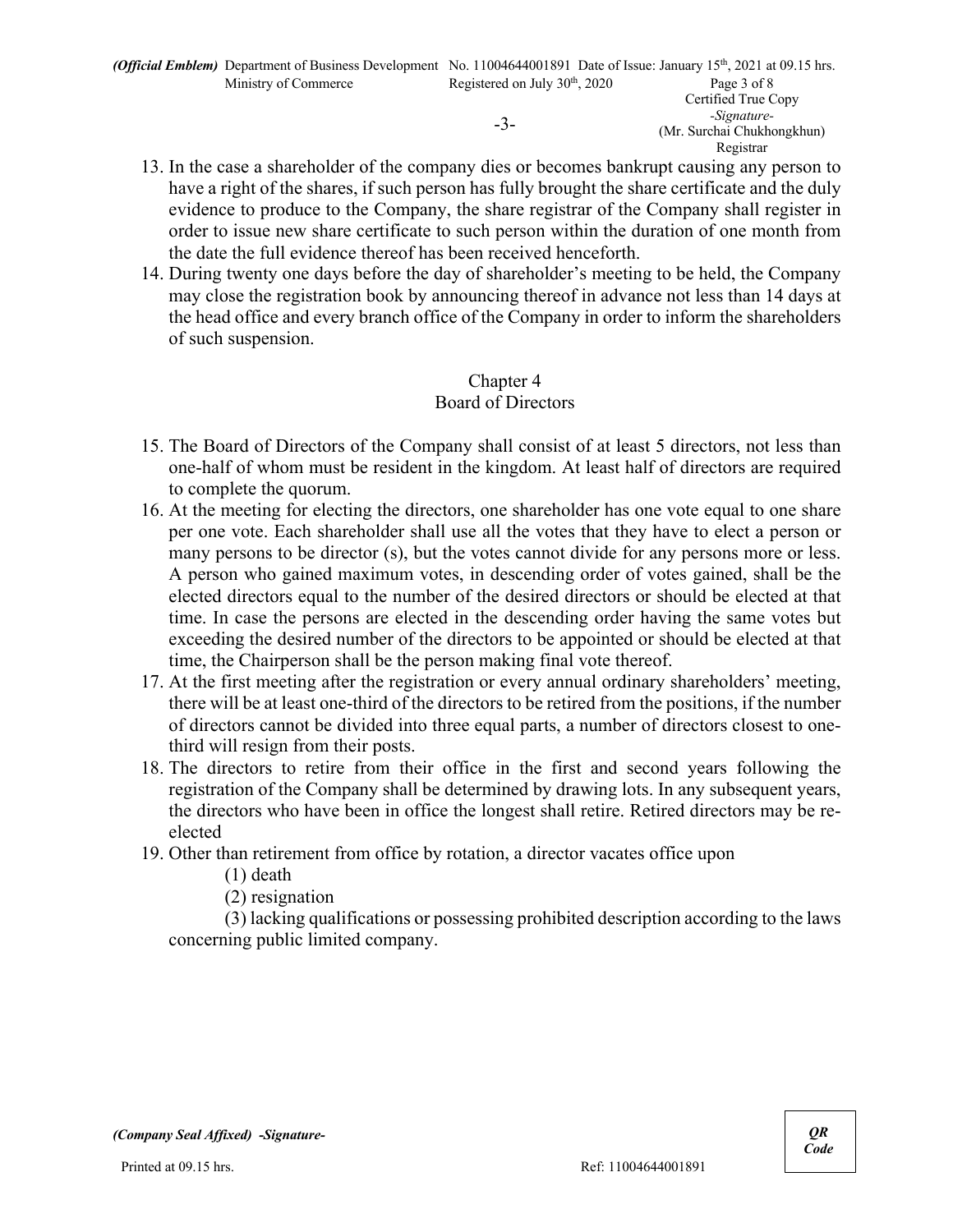13. In the case a shareholder of the company dies or becomes bankrupt causing any person to have a right of the shares, if such person has fully brought the share certificate and the duly evidence to produce to the Company, the share registrar of the Company shall register in order to issue new share certificate to such person within the duration of one month from the date the full evidence thereof has been received henceforth.
14. During twenty one days before the day of shareholder's meeting to be held, the Company may close the registration book by announcing thereof in advance not less than 14 days at the head office and every branch office of the Company in order to inform the shareholders of such suspension.

## Chapter 4
## Board of Directors

15. The Board of Directors of the Company shall consist of at least 5 directors, not less than one-half of whom must be resident in the kingdom. At least half of directors are required to complete the quorum.
16. At the meeting for electing the directors, one shareholder has one vote equal to one share per one vote. Each shareholder shall use all the votes that they have to elect a person or many persons to be director (s), but the votes cannot divide for any persons more or less. A person who gained maximum votes, in descending order of votes gained, shall be the elected directors equal to the number of the desired directors or should be elected at that time. In case the persons are elected in the descending order having the same votes but exceeding the desired number of the directors to be appointed or should be elected at that time, the Chairperson shall be the person making final vote thereof.
17. At the first meeting after the registration or every annual ordinary shareholders' meeting, there will be at least one-third of the directors to be retired from the positions, if the number of directors cannot be divided into three equal parts, a number of directors closest to one-third will resign from their posts.
18. The directors to retire from their office in the first and second years following the registration of the Company shall be determined by drawing lots. In any subsequent years, the directors who have been in office the longest shall retire. Retired directors may be re-elected
19. Other than retirement from office by rotation, a director vacates office upon

    (1) death

    (2) resignation

    (3) lacking qualifications or possessing prohibited description according to the laws concerning public limited company.

*(Company Seal Affixed)* *-Signature-*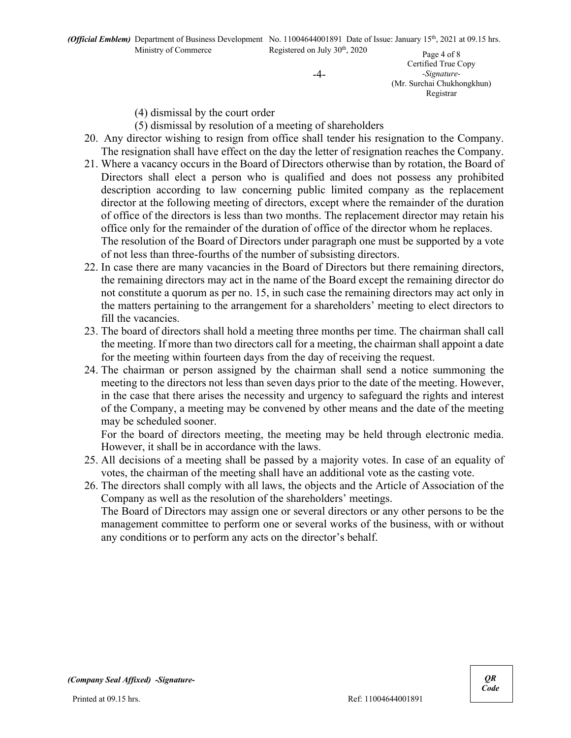(4) dismissal by the court order

(5) dismissal by resolution of a meeting of shareholders

20. Any director wishing to resign from office shall tender his resignation to the Company. The resignation shall have effect on the day the letter of resignation reaches the Company.

21. Where a vacancy occurs in the Board of Directors otherwise than by rotation, the Board of Directors shall elect a person who is qualified and does not possess any prohibited description according to law concerning public limited company as the replacement director at the following meeting of directors, except where the remainder of the duration of office of the directors is less than two months. The replacement director may retain his office only for the remainder of the duration of office of the director whom he replaces.

    The resolution of the Board of Directors under paragraph one must be supported by a vote of not less than three-fourths of the number of subsisting directors.

22. In case there are many vacancies in the Board of Directors but there remaining directors, the remaining directors may act in the name of the Board except the remaining director do not constitute a quorum as per no. 15, in such case the remaining directors may act only in the matters pertaining to the arrangement for a shareholders' meeting to elect directors to fill the vacancies.

23. The board of directors shall hold a meeting three months per time. The chairman shall call the meeting. If more than two directors call for a meeting, the chairman shall appoint a date for the meeting within fourteen days from the day of receiving the request.

24. The chairman or person assigned by the chairman shall send a notice summoning the meeting to the directors not less than seven days prior to the date of the meeting. However, in the case that there arises the necessity and urgency to safeguard the rights and interest of the Company, a meeting may be convened by other means and the date of the meeting may be scheduled sooner.

    For the board of directors meeting, the meeting may be held through electronic media. However, it shall be in accordance with the laws.

25. All decisions of a meeting shall be passed by a majority votes. In case of an equality of votes, the chairman of the meeting shall have an additional vote as the casting vote.

26. The directors shall comply with all laws, the objects and the Article of Association of the Company as well as the resolution of the shareholders' meetings.

    The Board of Directors may assign one or several directors or any other persons to be the management committee to perform one or several works of the business, with or without any conditions or to perform any acts on the director's behalf.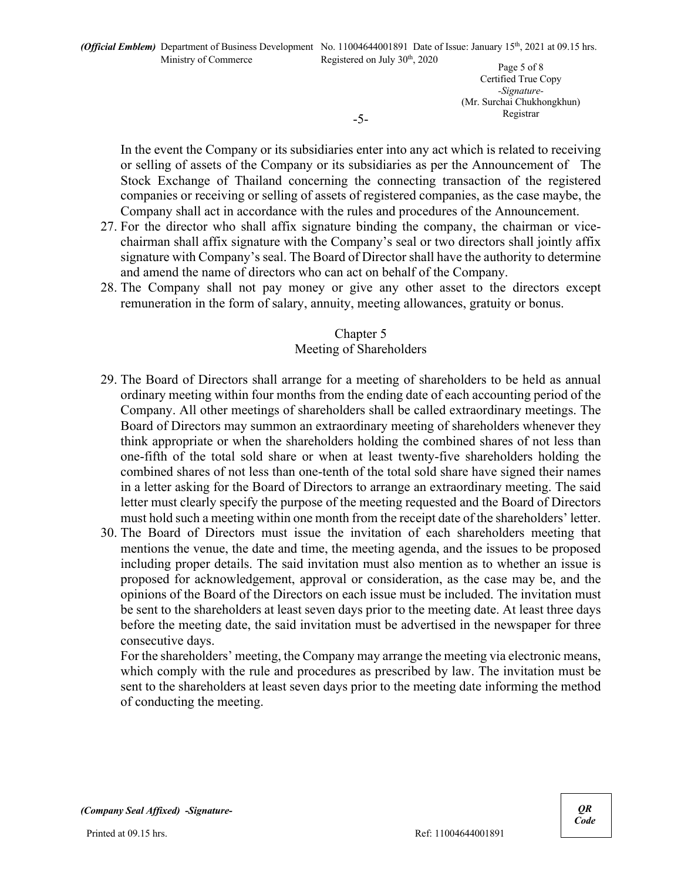In the event the Company or its subsidiaries enter into any act which is related to receiving or selling of assets of the Company or its subsidiaries as per the Announcement of The Stock Exchange of Thailand concerning the connecting transaction of the registered companies or receiving or selling of assets of registered companies, as the case maybe, the Company shall act in accordance with the rules and procedures of the Announcement.

27. For the director who shall affix signature binding the company, the chairman or vice-chairman shall affix signature with the Company's seal or two directors shall jointly affix signature with Company's seal. The Board of Director shall have the authority to determine and amend the name of directors who can act on behalf of the Company.
28. The Company shall not pay money or give any other asset to the directors except remuneration in the form of salary, annuity, meeting allowances, gratuity or bonus.

## Chapter 5
## Meeting of Shareholders

29. The Board of Directors shall arrange for a meeting of shareholders to be held as annual ordinary meeting within four months from the ending date of each accounting period of the Company. All other meetings of shareholders shall be called extraordinary meetings. The Board of Directors may summon an extraordinary meeting of shareholders whenever they think appropriate or when the shareholders holding the combined shares of not less than one-fifth of the total sold share or when at least twenty-five shareholders holding the combined shares of not less than one-tenth of the total sold share have signed their names in a letter asking for the Board of Directors to arrange an extraordinary meeting. The said letter must clearly specify the purpose of the meeting requested and the Board of Directors must hold such a meeting within one month from the receipt date of the shareholders' letter.
30. The Board of Directors must issue the invitation of each shareholders meeting that mentions the venue, the date and time, the meeting agenda, and the issues to be proposed including proper details. The said invitation must also mention as to whether an issue is proposed for acknowledgement, approval or consideration, as the case may be, and the opinions of the Board of the Directors on each issue must be included. The invitation must be sent to the shareholders at least seven days prior to the meeting date. At least three days before the meeting date, the said invitation must be advertised in the newspaper for three consecutive days.

    For the shareholders' meeting, the Company may arrange the meeting via electronic means, which comply with the rule and procedures as prescribed by law. The invitation must be sent to the shareholders at least seven days prior to the meeting date informing the method of conducting the meeting.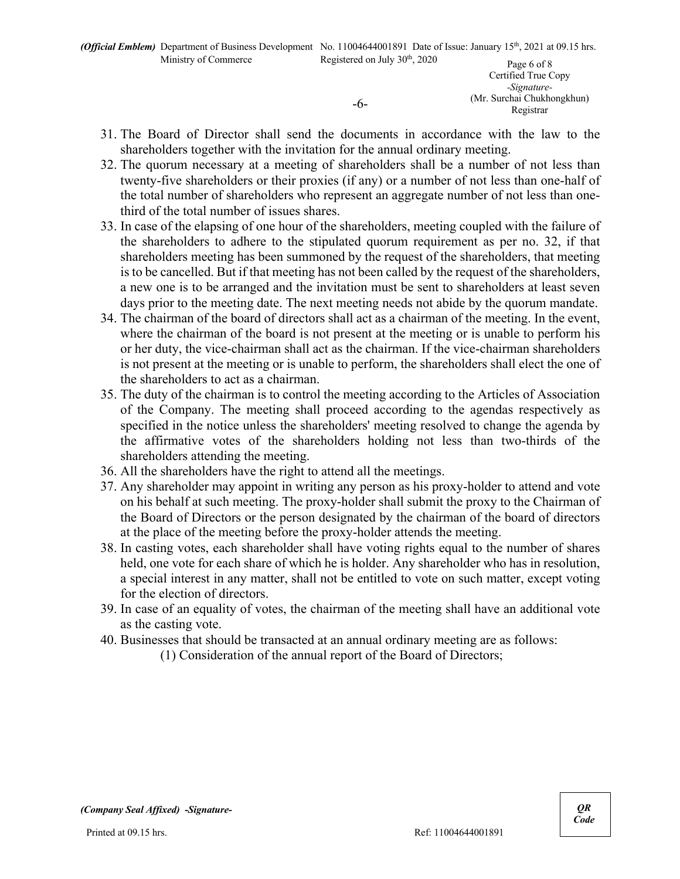31. The Board of Director shall send the documents in accordance with the law to the shareholders together with the invitation for the annual ordinary meeting.
32. The quorum necessary at a meeting of shareholders shall be a number of not less than twenty-five shareholders or their proxies (if any) or a number of not less than one-half of the total number of shareholders who represent an aggregate number of not less than one-third of the total number of issues shares.
33. In case of the elapsing of one hour of the shareholders, meeting coupled with the failure of the shareholders to adhere to the stipulated quorum requirement as per no. 32, if that shareholders meeting has been summoned by the request of the shareholders, that meeting is to be cancelled. But if that meeting has not been called by the request of the shareholders, a new one is to be arranged and the invitation must be sent to shareholders at least seven days prior to the meeting date. The next meeting needs not abide by the quorum mandate.
34. The chairman of the board of directors shall act as a chairman of the meeting. In the event, where the chairman of the board is not present at the meeting or is unable to perform his or her duty, the vice-chairman shall act as the chairman. If the vice-chairman shareholders is not present at the meeting or is unable to perform, the shareholders shall elect the one of the shareholders to act as a chairman.
35. The duty of the chairman is to control the meeting according to the Articles of Association of the Company. The meeting shall proceed according to the agendas respectively as specified in the notice unless the shareholders' meeting resolved to change the agenda by the affirmative votes of the shareholders holding not less than two-thirds of the shareholders attending the meeting.
36. All the shareholders have the right to attend all the meetings.
37. Any shareholder may appoint in writing any person as his proxy-holder to attend and vote on his behalf at such meeting. The proxy-holder shall submit the proxy to the Chairman of the Board of Directors or the person designated by the chairman of the board of directors at the place of the meeting before the proxy-holder attends the meeting.
38. In casting votes, each shareholder shall have voting rights equal to the number of shares held, one vote for each share of which he is holder. Any shareholder who has in resolution, a special interest in any matter, shall not be entitled to vote on such matter, except voting for the election of directors.
39. In case of an equality of votes, the chairman of the meeting shall have an additional vote as the casting vote.
40. Businesses that should be transacted at an annual ordinary meeting are as follows:

    (1) Consideration of the annual report of the Board of Directors;

*(Company Seal Affixed) -Signature-*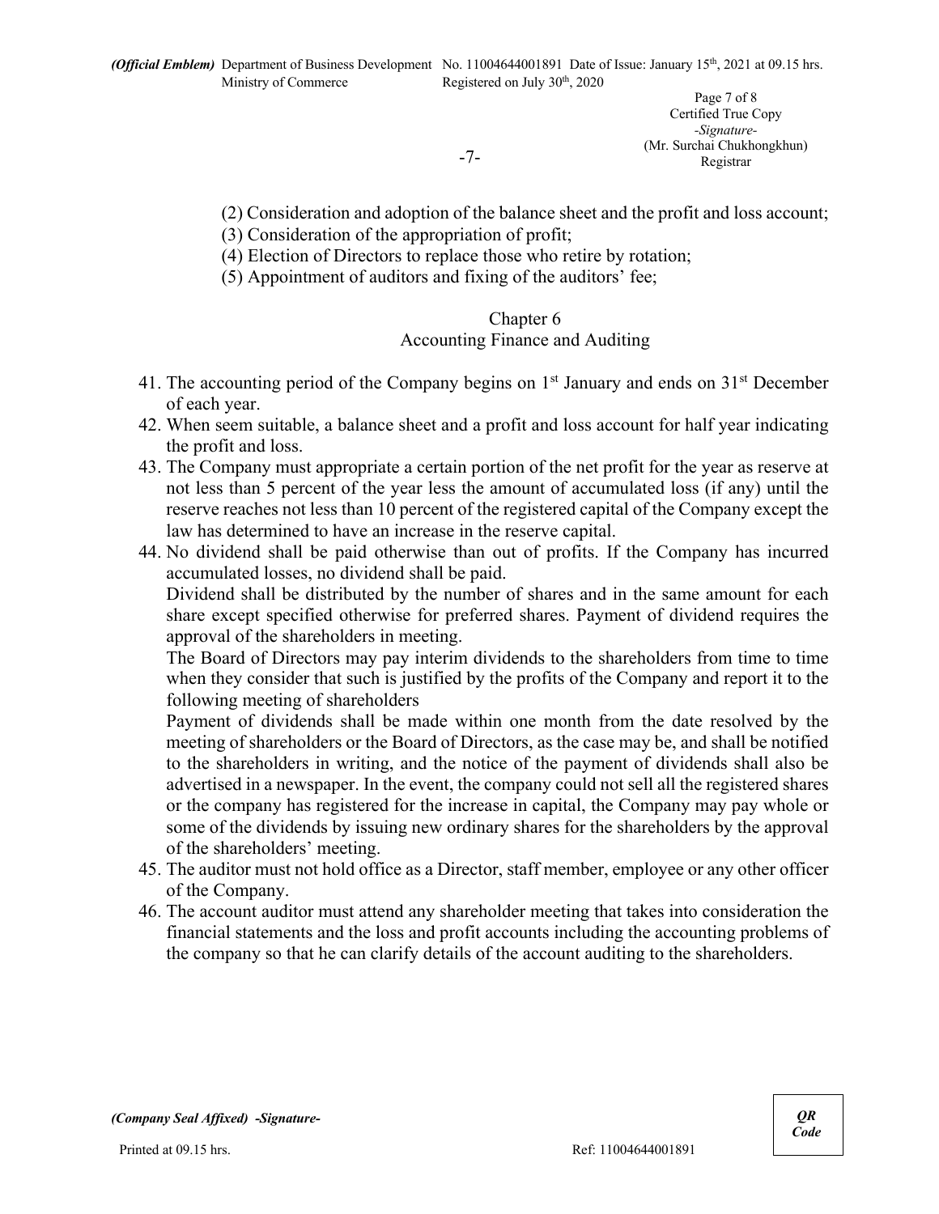(2) Consideration and adoption of the balance sheet and the profit and loss account;
(3) Consideration of the appropriation of profit;
(4) Election of Directors to replace those who retire by rotation;
(5) Appointment of auditors and fixing of the auditors' fee;

## Chapter 6
## Accounting Finance and Auditing

41. The accounting period of the Company begins on 1st January and ends on 31st December of each year.
42. When seem suitable, a balance sheet and a profit and loss account for half year indicating the profit and loss.
43. The Company must appropriate a certain portion of the net profit for the year as reserve at not less than 5 percent of the year less the amount of accumulated loss (if any) until the reserve reaches not less than 10 percent of the registered capital of the Company except the law has determined to have an increase in the reserve capital.
44. No dividend shall be paid otherwise than out of profits. If the Company has incurred accumulated losses, no dividend shall be paid.
    Dividend shall be distributed by the number of shares and in the same amount for each share except specified otherwise for preferred shares. Payment of dividend requires the approval of the shareholders in meeting.
    The Board of Directors may pay interim dividends to the shareholders from time to time when they consider that such is justified by the profits of the Company and report it to the following meeting of shareholders
    Payment of dividends shall be made within one month from the date resolved by the meeting of shareholders or the Board of Directors, as the case may be, and shall be notified to the shareholders in writing, and the notice of the payment of dividends shall also be advertised in a newspaper. In the event, the company could not sell all the registered shares or the company has registered for the increase in capital, the Company may pay whole or some of the dividends by issuing new ordinary shares for the shareholders by the approval of the shareholders' meeting.
45. The auditor must not hold office as a Director, staff member, employee or any other officer of the Company.
46. The account auditor must attend any shareholder meeting that takes into consideration the financial statements and the loss and profit accounts including the accounting problems of the company so that he can clarify details of the account auditing to the shareholders.

*(Company Seal Affixed) -Signature-*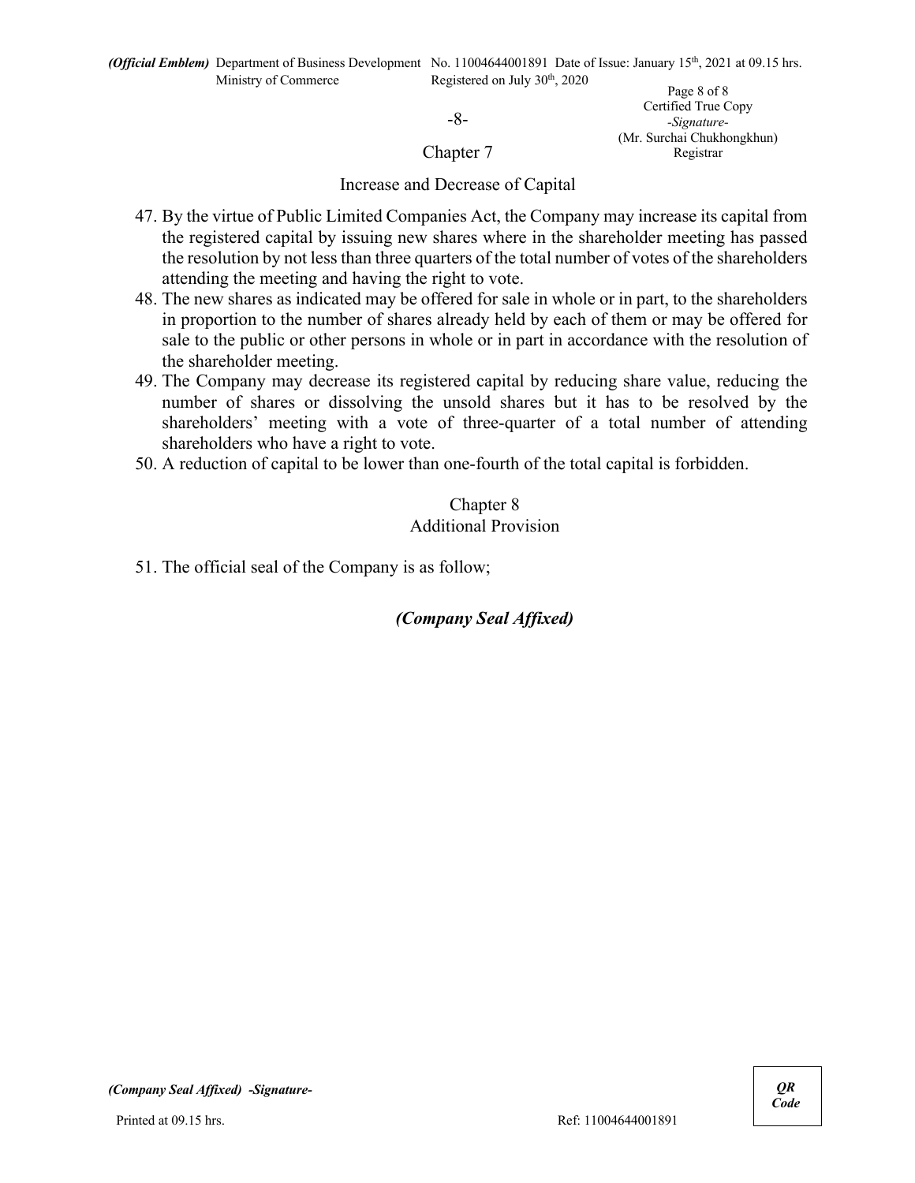## Chapter 7

## Increase and Decrease of Capital

47. By the virtue of Public Limited Companies Act, the Company may increase its capital from the registered capital by issuing new shares where in the shareholder meeting has passed the resolution by not less than three quarters of the total number of votes of the shareholders attending the meeting and having the right to vote.
48. The new shares as indicated may be offered for sale in whole or in part, to the shareholders in proportion to the number of shares already held by each of them or may be offered for sale to the public or other persons in whole or in part in accordance with the resolution of the shareholder meeting.
49. The Company may decrease its registered capital by reducing share value, reducing the number of shares or dissolving the unsold shares but it has to be resolved by the shareholders' meeting with a vote of three-quarter of a total number of attending shareholders who have a right to vote.
50. A reduction of capital to be lower than one-fourth of the total capital is forbidden.

## Chapter 8
## Additional Provision

51. The official seal of the Company is as follow;

***(Company Seal Affixed)***

***(Company Seal Affixed) -Signature-***